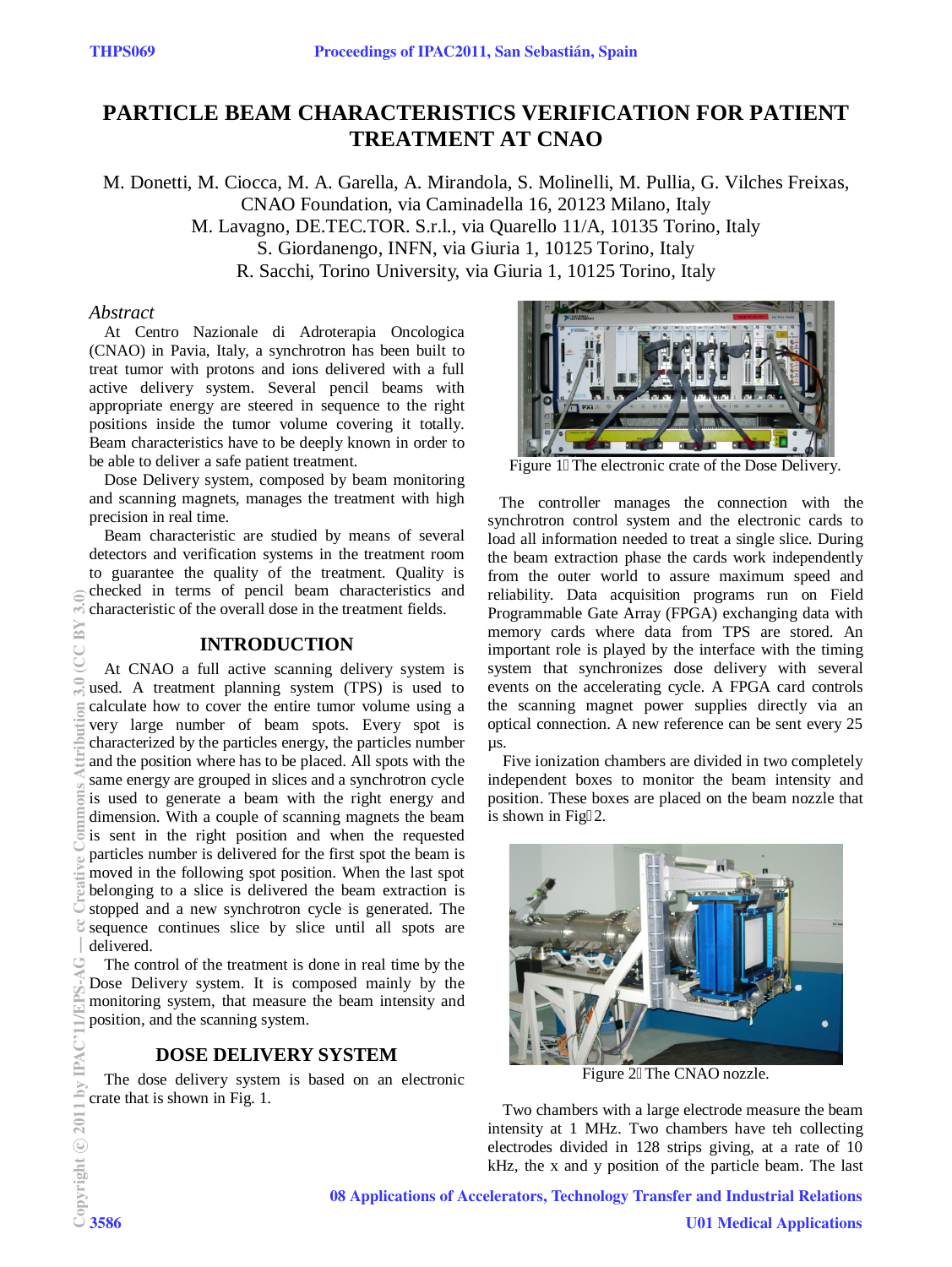# PARTICLE BEAM CHARACTERISTICS VERIFICATION FOR PATIENT TREATMENT AT CNAO

M. Donetti, M. Ciocca, M. A. Garella, A. Mirandola, S. Molinelli, M. Pullia, G. Vilches Freixas, CNAO Foundation, via Caminadella 16, 20123 Milano, Italy
M. Lavagno, DE.TEC.TOR. S.r.l., via Quarello 11/A, 10135 Torino, Italy
S. Giordanengo, INFN, via Giuria 1, 10125 Torino, Italy
R. Sacchi, Torino University, via Giuria 1, 10125 Torino, Italy

## *Abstract*

At Centro Nazionale di Adroterapia Oncologica (CNAO) in Pavia, Italy, a synchrotron has been built to treat tumor with protons and ions delivered with a full active delivery system. Several pencil beams with appropriate energy are steered in sequence to the right positions inside the tumor volume covering it totally. Beam characteristics have to be deeply known in order to be able to deliver a safe patient treatment.

Dose Delivery system, composed by beam monitoring and scanning magnets, manages the treatment with high precision in real time.

Beam characteristic are studied by means of several detectors and verification systems in the treatment room to guarantee the quality of the treatment. Quality is checked in terms of pencil beam characteristics and characteristic of the overall dose in the treatment fields.

## INTRODUCTION

At CNAO a full active scanning delivery system is used. A treatment planning system (TPS) is used to calculate how to cover the entire tumor volume using a very large number of beam spots. Every spot is characterized by the particles energy, the particles number and the position where has to be placed. All spots with the same energy are grouped in slices and a synchrotron cycle is used to generate a beam with the right energy and dimension. With a couple of scanning magnets the beam is sent in the right position and when the requested particles number is delivered for the first spot the beam is moved in the following spot position. When the last spot belonging to a slice is delivered the beam extraction is stopped and a new synchrotron cycle is generated. The sequence continues slice by slice until all spots are delivered.

The control of the treatment is done in real time by the Dose Delivery system. It is composed mainly by the monitoring system, that measure the beam intensity and position, and the scanning system.

## DOSE DELIVERY SYSTEM

The dose delivery system is based on an electronic crate that is shown in Fig. 1.

Figure 1: The electronic crate of the Dose Delivery.

The controller manages the connection with the synchrotron control system and the electronic cards to load all information needed to treat a single slice. During the beam extraction phase the cards work independently from the outer world to assure maximum speed and reliability. Data acquisition programs run on Field Programmable Gate Array (FPGA) exchanging data with memory cards where data from TPS are stored. An important role is played by the interface with the timing system that synchronizes dose delivery with several events on the accelerating cycle. A FPGA card controls the scanning magnet power supplies directly via an optical connection. A new reference can be sent every 25 μs.

Five ionization chambers are divided in two completely independent boxes to monitor the beam intensity and position. These boxes are placed on the beam nozzle that is shown in Fig. 2.

Figure 2: The CNAO nozzle.

Two chambers with a large electrode measure the beam intensity at 1 MHz. Two chambers have teh collecting electrodes divided in 128 strips giving, at a rate of 10 kHz, the x and y position of the particle beam. The last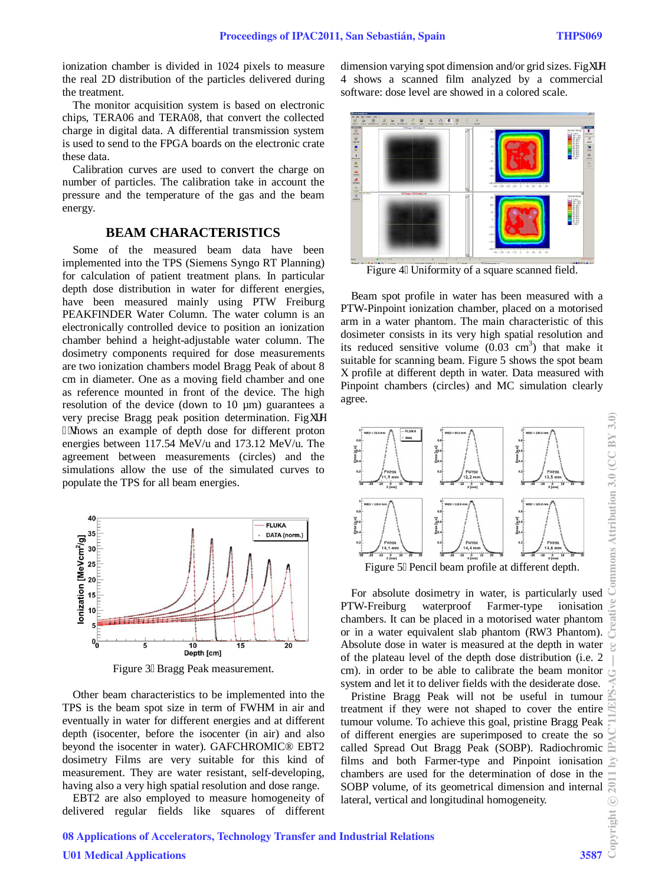ionization chamber is divided in 1024 pixels to measure the real 2D distribution of the particles delivered during the treatment.

The monitor acquisition system is based on electronic chips, TERA06 and TERA08, that convert the collected charge in digital data. A differential transmission system is used to send to the FPGA boards on the electronic crate these data.

Calibration curves are used to convert the charge on number of particles. The calibration take in account the pressure and the temperature of the gas and the beam energy.

## BEAM CHARACTERISTICS

Some of the measured beam data have been implemented into the TPS (Siemens Syngo RT Planning) for calculation of patient treatment plans. In particular depth dose distribution in water for different energies, have been measured mainly using PTW Freiburg PEAKFINDER Water Column. The water column is an electronically controlled device to position an ionization chamber behind a height-adjustable water column. The dosimetry components required for dose measurements are two ionization chambers model Bragg Peak of about 8 cm in diameter. One as a moving field chamber and one as reference mounted in front of the device. The high resolution of the device (down to 10 μm) guarantees a very precise Bragg peak position determination. Figure 3 shows an example of depth dose for different proton energies between 117.54 MeV/u and 173.12 MeV/u. The agreement between measurements (circles) and the simulations allow the use of the simulated curves to populate the TPS for all beam energies.

Figure 3: Bragg Peak measurement.

Other beam characteristics to be implemented into the TPS is the beam spot size in term of FWHM in air and eventually in water for different energies and at different depth (isocenter, before the isocenter (in air) and also beyond the isocenter in water). GAFCHROMIC® EBT2 dosimetry Films are very suitable for this kind of measurement. They are water resistant, self-developing, having also a very high spatial resolution and dose range.

EBT2 are also employed to measure homogeneity of delivered regular fields like squares of different dimension varying spot dimension and/or grid sizes. Figure 4 shows a scanned film analyzed by a commercial software: dose level are showed in a colored scale.

Figure 4: Uniformity of a square scanned field.

Beam spot profile in water has been measured with a PTW-Pinpoint ionization chamber, placed on a motorised arm in a water phantom. The main characteristic of this dosimeter consists in its very high spatial resolution and its reduced sensitive volume (0.03 $cm^3$) that make it suitable for scanning beam. Figure 5 shows the spot beam X profile at different depth in water. Data measured with Pinpoint chambers (circles) and MC simulation clearly agree.

Figure 5: Pencil beam profile at different depth.

For absolute dosimetry in water, is particularly used PTW-Freiburg waterproof Farmer-type ionisation chambers. It can be placed in a motorised water phantom or in a water equivalent slab phantom (RW3 Phantom). Absolute dose in water is measured at the depth in water of the plateau level of the depth dose distribution (i.e. 2 cm). in order to be able to calibrate the beam monitor system and let it to deliver fields with the desiderate dose.

Pristine Bragg Peak will not be useful in tumour treatment if they were not shaped to cover the entire tumour volume. To achieve this goal, pristine Bragg Peak of different energies are superimposed to create the so called Spread Out Bragg Peak (SOBP). Radiochromic films and both Farmer-type and Pinpoint ionisation chambers are used for the determination of dose in the SOBP volume, of its geometrical dimension and internal lateral, vertical and longitudinal homogeneity.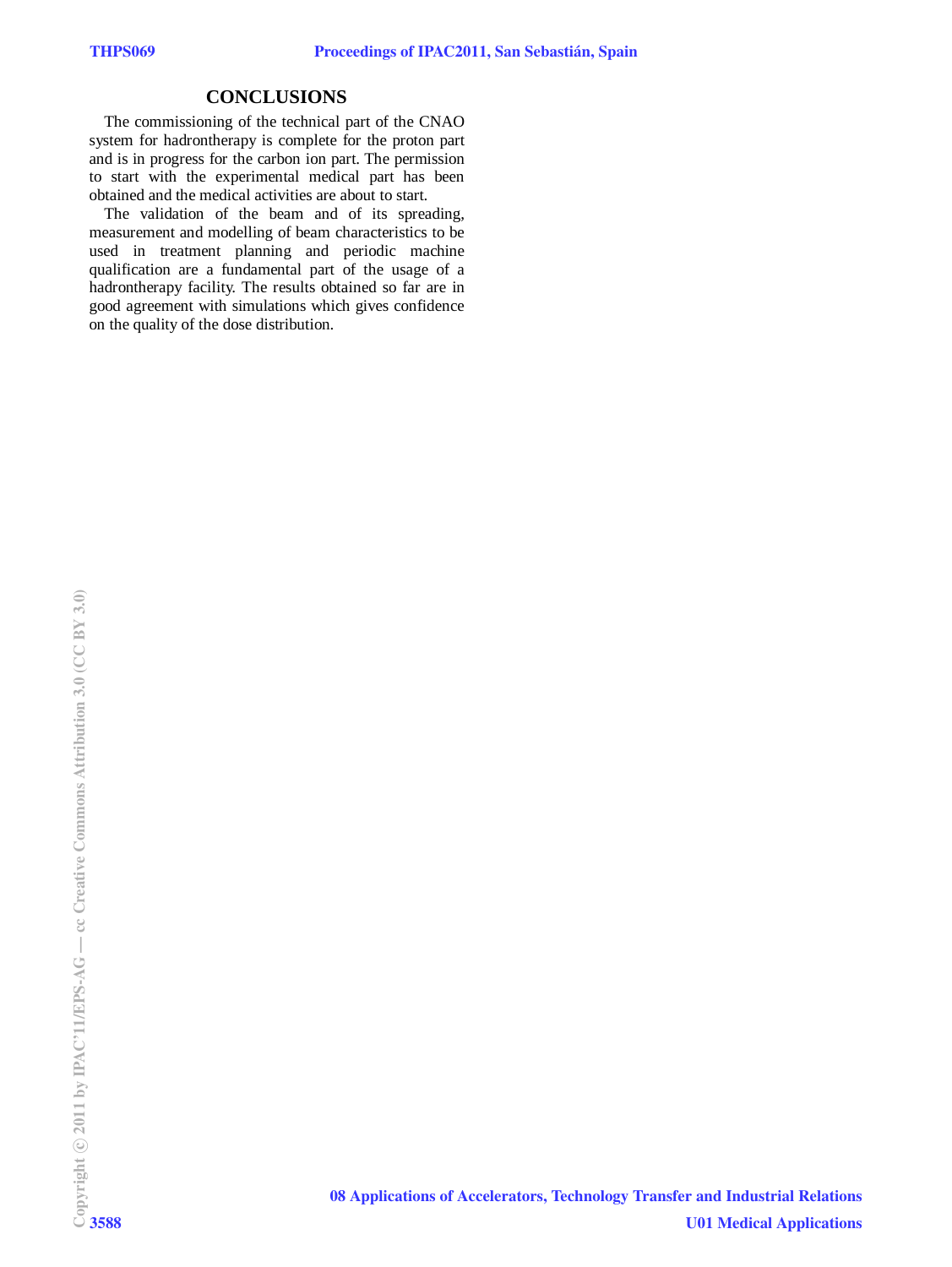## CONCLUSIONS

The commissioning of the technical part of the CNAO system for hadrontherapy is complete for the proton part and is in progress for the carbon ion part. The permission to start with the experimental medical part has been obtained and the medical activities are about to start.

The validation of the beam and of its spreading, measurement and modelling of beam characteristics to be used in treatment planning and periodic machine qualification are a fundamental part of the usage of a hadrontherapy facility. The results obtained so far are in good agreement with simulations which gives confidence on the quality of the dose distribution.